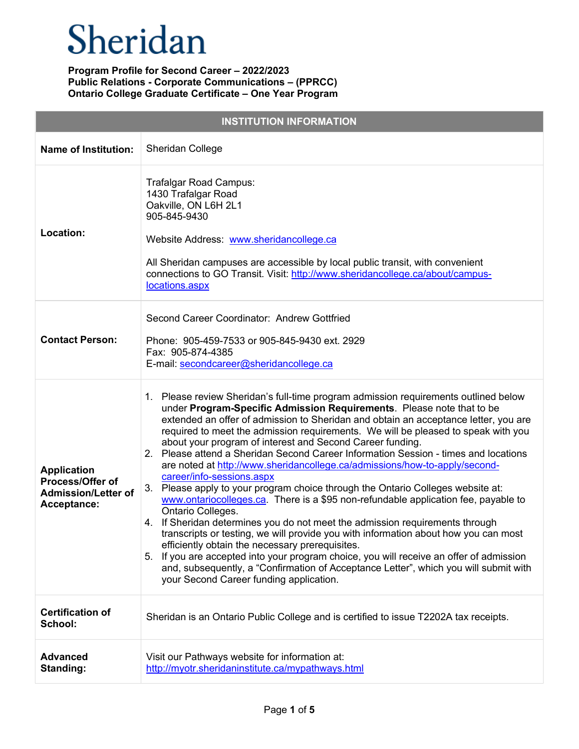# Sheridan

**Program Profile for Second Career – 2022/2023**
**Public Relations - Corporate Communications – (PPRCC)**
**Ontario College Graduate Certificate – One Year Program**

| INSTITUTION INFORMATION | |
|---|---|
| **Name of Institution:** | Sheridan College |
| **Location:** | Trafalgar Road Campus:<br>1430 Trafalgar Road<br>Oakville, ON L6H 2L1<br>905-845-9430<br><br>Website Address: [www.sheridancollege.ca](http://www.sheridancollege.ca)<br><br>All Sheridan campuses are accessible by local public transit, with convenient connections to GO Transit. Visit: [http://www.sheridancollege.ca/about/campus-locations.aspx](http://www.sheridancollege.ca/about/campus-locations.aspx) |
| **Contact Person:** | Second Career Coordinator: Andrew Gottfried<br><br>Phone: 905-459-7533 or 905-845-9430 ext. 2929<br>Fax: 905-874-4385<br>E-mail: [secondcareer@sheridancollege.ca](mailto:secondcareer@sheridancollege.ca) |
| **Application Process/Offer of Admission/Letter of Acceptance:** | 1. Please review Sheridan's full-time program admission requirements outlined below under **Program-Specific Admission Requirements**. Please note that to be extended an offer of admission to Sheridan and obtain an acceptance letter, you are required to meet the admission requirements. We will be pleased to speak with you about your program of interest and Second Career funding.<br>2. Please attend a Sheridan Second Career Information Session - times and locations are noted at [http://www.sheridancollege.ca/admissions/how-to-apply/second-career/info-sessions.aspx](http://www.sheridancollege.ca/admissions/how-to-apply/second-career/info-sessions.aspx)<br>3. Please apply to your program choice through the Ontario Colleges website at: [www.ontariocolleges.ca](http://www.ontariocolleges.ca). There is a $95 non-refundable application fee, payable to Ontario Colleges.<br>4. If Sheridan determines you do not meet the admission requirements through transcripts or testing, we will provide you with information about how you can most efficiently obtain the necessary prerequisites.<br>5. If you are accepted into your program choice, you will receive an offer of admission and, subsequently, a "Confirmation of Acceptance Letter", which you will submit with your Second Career funding application. |
| **Certification of School:** | Sheridan is an Ontario Public College and is certified to issue T2202A tax receipts. |
| **Advanced Standing:** | Visit our Pathways website for information at: [http://myotr.sheridaninstitute.ca/mypathways.html](http://myotr.sheridaninstitute.ca/mypathways.html) |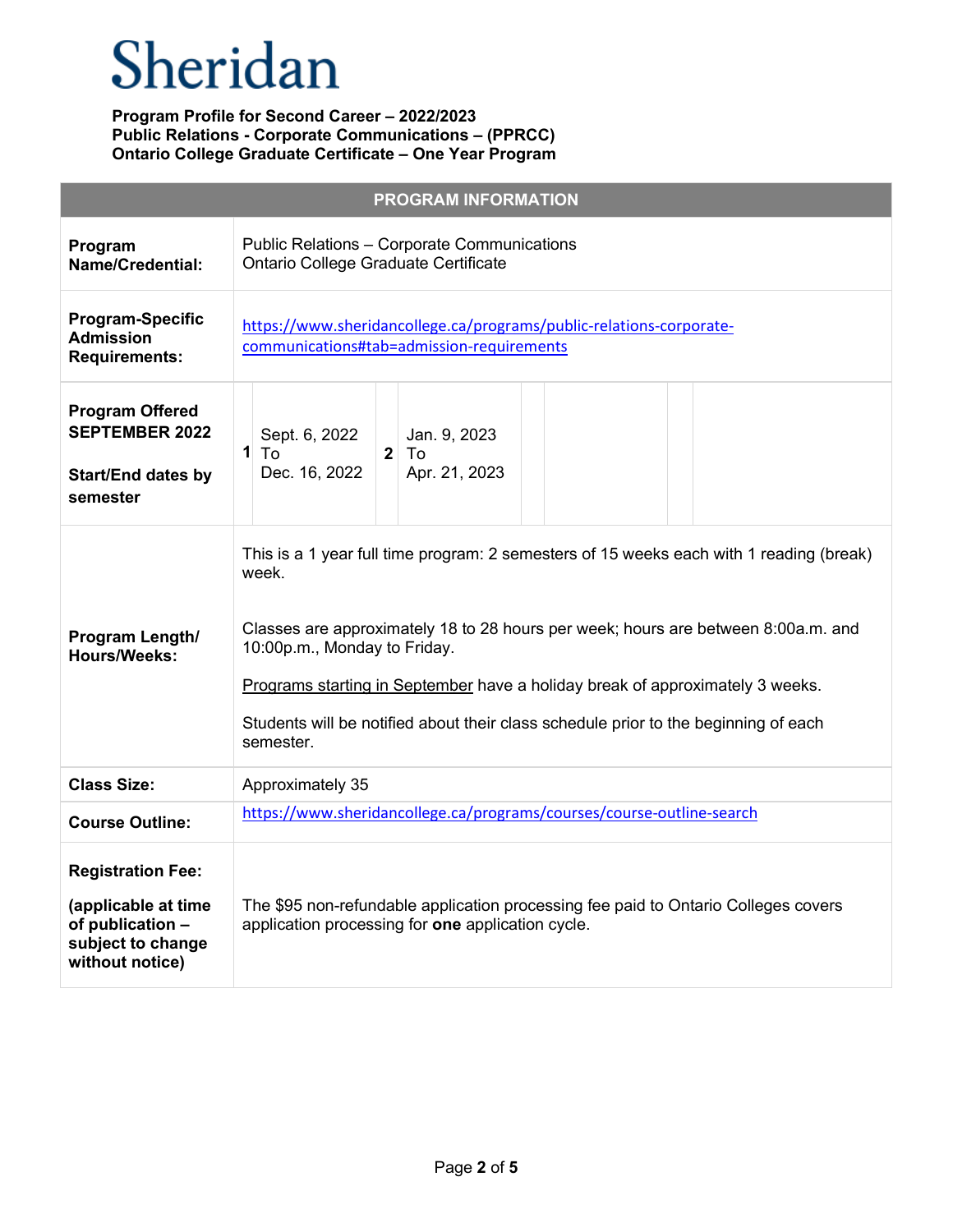# Sheridan

**Program Profile for Second Career – 2022/2023**
**Public Relations - Corporate Communications – (PPRCC)**
**Ontario College Graduate Certificate – One Year Program**

| PROGRAM INFORMATION | |
|---|---|
| **Program Name/Credential:** | Public Relations – Corporate Communications<br>Ontario College Graduate Certificate |
| **Program-Specific Admission Requirements:** | https://www.sheridancollege.ca/programs/public-relations-corporate-communications#tab=admission-requirements |
| **Program Offered SEPTEMBER 2022**<br><br>**Start/End dates by semester** | **1** Sept. 6, 2022 To Dec. 16, 2022 &nbsp;&nbsp; **2** Jan. 9, 2023 To Apr. 21, 2023 |
| **Program Length/ Hours/Weeks:** | This is a 1 year full time program: 2 semesters of 15 weeks each with 1 reading (break) week.<br><br>Classes are approximately 18 to 28 hours per week; hours are between 8:00a.m. and 10:00p.m., Monday to Friday.<br><br>Programs starting in September have a holiday break of approximately 3 weeks.<br><br>Students will be notified about their class schedule prior to the beginning of each semester. |
| **Class Size:** | Approximately 35 |
| **Course Outline:** | https://www.sheridancollege.ca/programs/courses/course-outline-search |
| **Registration Fee:**<br><br>**(applicable at time of publication – subject to change without notice)** | The $95 non-refundable application processing fee paid to Ontario Colleges covers application processing for **one** application cycle. |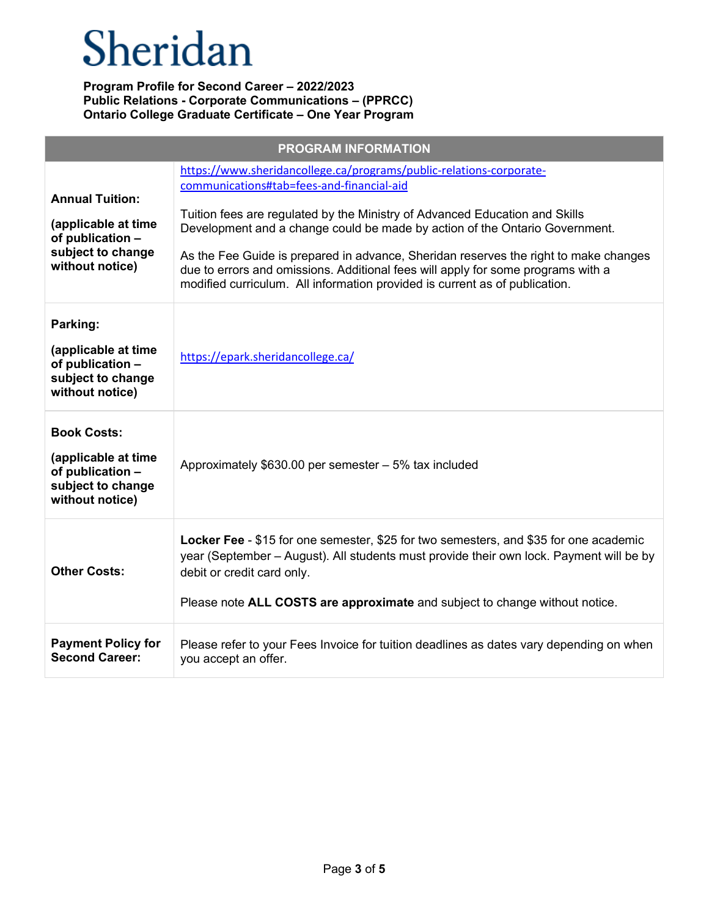# Sheridan

**Program Profile for Second Career – 2022/2023**
**Public Relations - Corporate Communications – (PPRCC)**
**Ontario College Graduate Certificate – One Year Program**

| PROGRAM INFORMATION | |
|---|---|
| **Annual Tuition:**<br><br>**(applicable at time of publication – subject to change without notice)** | https://www.sheridancollege.ca/programs/public-relations-corporate-communications#tab=fees-and-financial-aid<br><br>Tuition fees are regulated by the Ministry of Advanced Education and Skills Development and a change could be made by action of the Ontario Government.<br><br>As the Fee Guide is prepared in advance, Sheridan reserves the right to make changes due to errors and omissions. Additional fees will apply for some programs with a modified curriculum. All information provided is current as of publication. |
| **Parking:**<br><br>**(applicable at time of publication – subject to change without notice)** | https://epark.sheridancollege.ca/ |
| **Book Costs:**<br><br>**(applicable at time of publication – subject to change without notice)** | Approximately $630.00 per semester – 5% tax included |
| **Other Costs:** | **Locker Fee** - $15 for one semester, $25 for two semesters, and $35 for one academic year (September – August). All students must provide their own lock. Payment will be by debit or credit card only.<br><br>Please note **ALL COSTS are approximate** and subject to change without notice. |
| **Payment Policy for Second Career:** | Please refer to your Fees Invoice for tuition deadlines as dates vary depending on when you accept an offer. |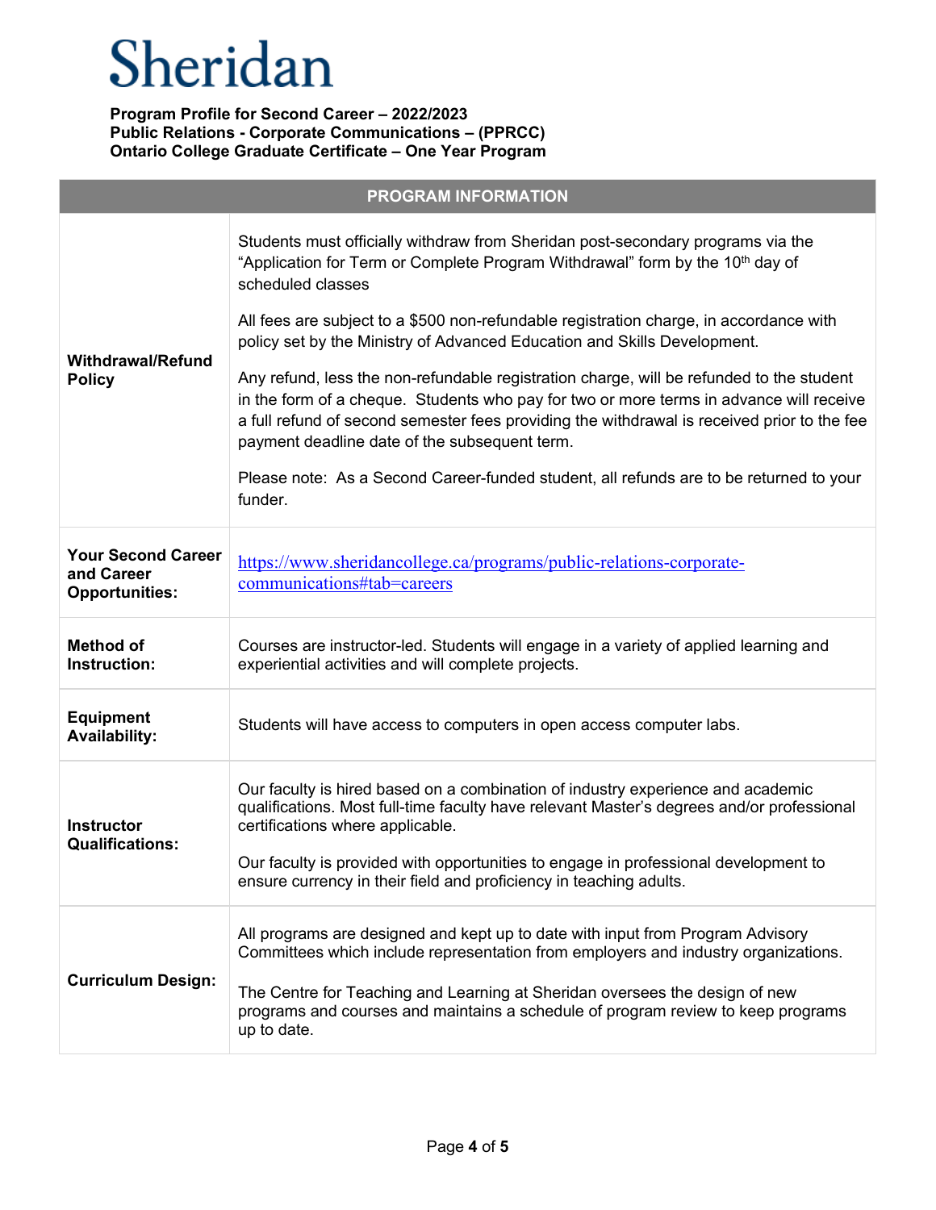# Sheridan

**Program Profile for Second Career – 2022/2023**
**Public Relations - Corporate Communications – (PPRCC)**
**Ontario College Graduate Certificate – One Year Program**

| PROGRAM INFORMATION | |
|---|---|
| **Withdrawal/Refund Policy** | Students must officially withdraw from Sheridan post-secondary programs via the "Application for Term or Complete Program Withdrawal" form by the 10th day of scheduled classes<br><br>All fees are subject to a $500 non-refundable registration charge, in accordance with policy set by the Ministry of Advanced Education and Skills Development.<br><br>Any refund, less the non-refundable registration charge, will be refunded to the student in the form of a cheque. Students who pay for two or more terms in advance will receive a full refund of second semester fees providing the withdrawal is received prior to the fee payment deadline date of the subsequent term.<br><br>Please note: As a Second Career-funded student, all refunds are to be returned to your funder. |
| **Your Second Career and Career Opportunities:** | https://www.sheridancollege.ca/programs/public-relations-corporate-communications#tab=careers |
| **Method of Instruction:** | Courses are instructor-led. Students will engage in a variety of applied learning and experiential activities and will complete projects. |
| **Equipment Availability:** | Students will have access to computers in open access computer labs. |
| **Instructor Qualifications:** | Our faculty is hired based on a combination of industry experience and academic qualifications. Most full-time faculty have relevant Master's degrees and/or professional certifications where applicable.<br><br>Our faculty is provided with opportunities to engage in professional development to ensure currency in their field and proficiency in teaching adults. |
| **Curriculum Design:** | All programs are designed and kept up to date with input from Program Advisory Committees which include representation from employers and industry organizations.<br><br>The Centre for Teaching and Learning at Sheridan oversees the design of new programs and courses and maintains a schedule of program review to keep programs up to date. |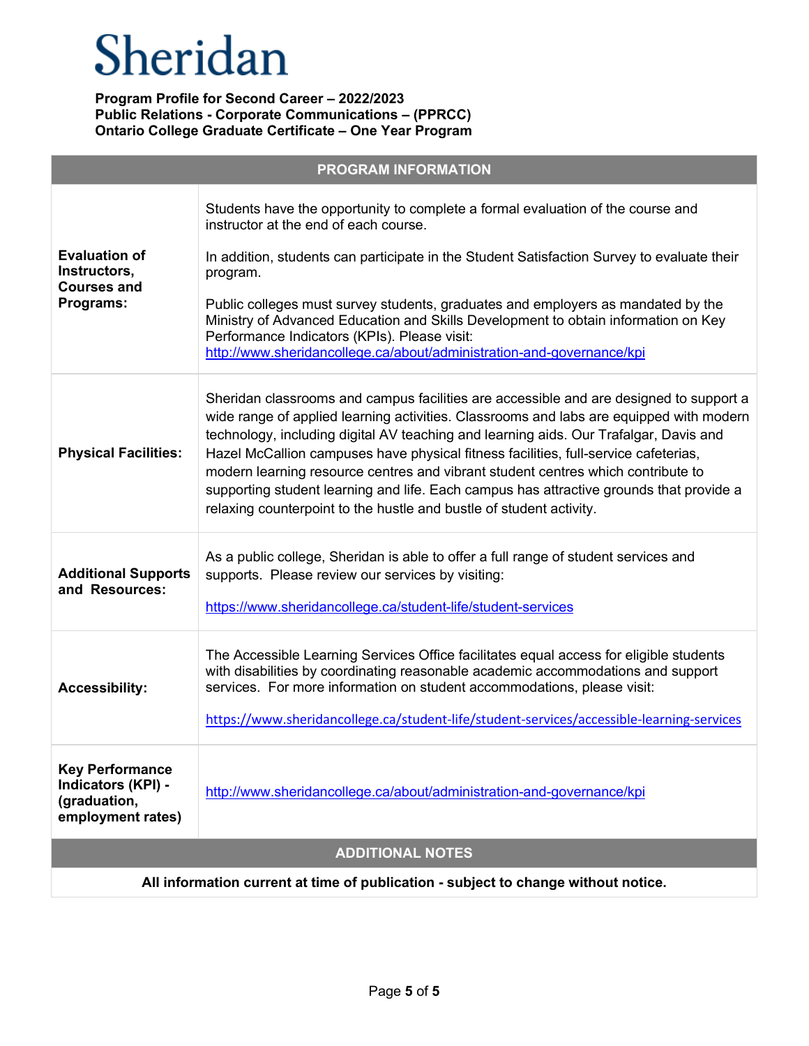# Sheridan

**Program Profile for Second Career – 2022/2023**
**Public Relations - Corporate Communications – (PPRCC)**
**Ontario College Graduate Certificate – One Year Program**

| PROGRAM INFORMATION | |
|---|---|
| **Evaluation of Instructors, Courses and Programs:** | Students have the opportunity to complete a formal evaluation of the course and instructor at the end of each course.<br><br>In addition, students can participate in the Student Satisfaction Survey to evaluate their program.<br><br>Public colleges must survey students, graduates and employers as mandated by the Ministry of Advanced Education and Skills Development to obtain information on Key Performance Indicators (KPIs). Please visit: http://www.sheridancollege.ca/about/administration-and-governance/kpi |
| **Physical Facilities:** | Sheridan classrooms and campus facilities are accessible and are designed to support a wide range of applied learning activities. Classrooms and labs are equipped with modern technology, including digital AV teaching and learning aids. Our Trafalgar, Davis and Hazel McCallion campuses have physical fitness facilities, full-service cafeterias, modern learning resource centres and vibrant student centres which contribute to supporting student learning and life. Each campus has attractive grounds that provide a relaxing counterpoint to the hustle and bustle of student activity. |
| **Additional Supports and Resources:** | As a public college, Sheridan is able to offer a full range of student services and supports. Please review our services by visiting:<br><br>https://www.sheridancollege.ca/student-life/student-services |
| **Accessibility:** | The Accessible Learning Services Office facilitates equal access for eligible students with disabilities by coordinating reasonable academic accommodations and support services. For more information on student accommodations, please visit:<br><br>https://www.sheridancollege.ca/student-life/student-services/accessible-learning-services |
| **Key Performance Indicators (KPI) - (graduation, employment rates)** | http://www.sheridancollege.ca/about/administration-and-governance/kpi |
| **ADDITIONAL NOTES** | |
| **All information current at time of publication - subject to change without notice.** | |